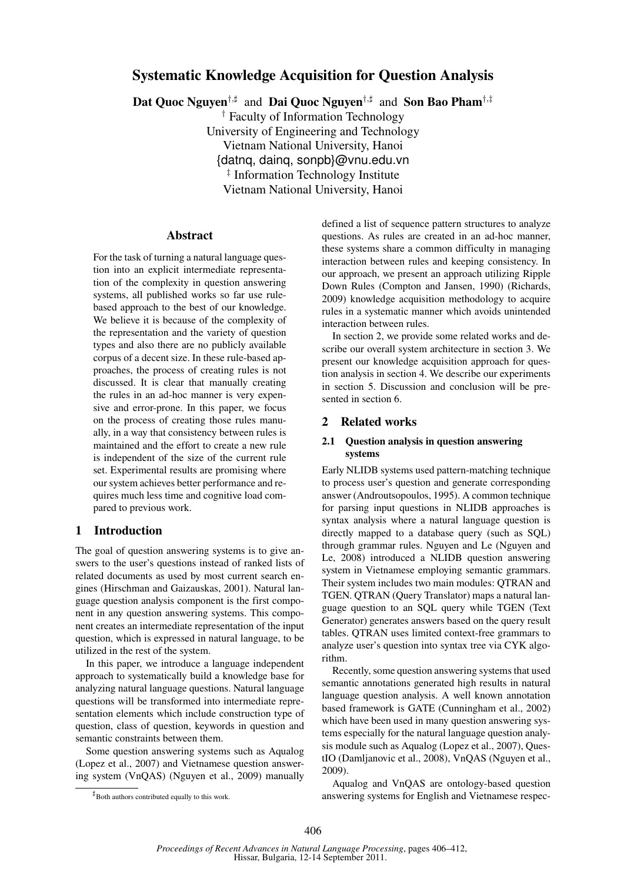# Systematic Knowledge Acquisition for Question Analysis

**Dat Quoc Nguyen**[†,♯] and **Dai Quoc Nguyen**[†,♯] and **Son Bao Pham**[†,‡]

[†] Faculty of Information Technology
University of Engineering and Technology
Vietnam National University, Hanoi
{datnq, dainq, sonpb}@vnu.edu.vn
[‡] Information Technology Institute
Vietnam National University, Hanoi

## Abstract

For the task of turning a natural language question into an explicit intermediate representation of the complexity in question answering systems, all published works so far use rule-based approach to the best of our knowledge. We believe it is because of the complexity of the representation and the variety of question types and also there are no publicly available corpus of a decent size. In these rule-based approaches, the process of creating rules is not discussed. It is clear that manually creating the rules in an ad-hoc manner is very expensive and error-prone. In this paper, we focus on the process of creating those rules manually, in a way that consistency between rules is maintained and the effort to create a new rule is independent of the size of the current rule set. Experimental results are promising where our system achieves better performance and requires much less time and cognitive load compared to previous work.

## 1 Introduction

The goal of question answering systems is to give answers to the user's questions instead of ranked lists of related documents as used by most current search engines (Hirschman and Gaizauskas, 2001). Natural language question analysis component is the first component in any question answering systems. This component creates an intermediate representation of the input question, which is expressed in natural language, to be utilized in the rest of the system.

In this paper, we introduce a language independent approach to systematically build a knowledge base for analyzing natural language questions. Natural language questions will be transformed into intermediate representation elements which include construction type of question, class of question, keywords in question and semantic constraints between them.

Some question answering systems such as Aqualog (Lopez et al., 2007) and Vietnamese question answering system (VnQAS) (Nguyen et al., 2009) manually defined a list of sequence pattern structures to analyze questions. As rules are created in an ad-hoc manner, these systems share a common difficulty in managing interaction between rules and keeping consistency. In our approach, we present an approach utilizing Ripple Down Rules (Compton and Jansen, 1990) (Richards, 2009) knowledge acquisition methodology to acquire rules in a systematic manner which avoids unintended interaction between rules.

In section 2, we provide some related works and describe our overall system architecture in section 3. We present our knowledge acquisition approach for question analysis in section 4. We describe our experiments in section 5. Discussion and conclusion will be presented in section 6.

[♯] Both authors contributed equally to this work.

## 2 Related works

### 2.1 Question analysis in question answering systems

Early NLIDB systems used pattern-matching technique to process user's question and generate corresponding answer (Androutsopoulos, 1995). A common technique for parsing input questions in NLIDB approaches is syntax analysis where a natural language question is directly mapped to a database query (such as SQL) through grammar rules. Nguyen and Le (Nguyen and Le, 2008) introduced a NLIDB question answering system in Vietnamese employing semantic grammars. Their system includes two main modules: QTRAN and TGEN. QTRAN (Query Translator) maps a natural language question to an SQL query while TGEN (Text Generator) generates answers based on the query result tables. QTRAN uses limited context-free grammars to analyze user's question into syntax tree via CYK algorithm.

Recently, some question answering systems that used semantic annotations generated high results in natural language question analysis. A well known annotation based framework is GATE (Cunningham et al., 2002) which have been used in many question answering systems especially for the natural language question analysis module such as Aqualog (Lopez et al., 2007), QuestIO (Damljanovic et al., 2008), VnQAS (Nguyen et al., 2009).

Aqualog and VnQAS are ontology-based question answering systems for English and Vietnamese respec-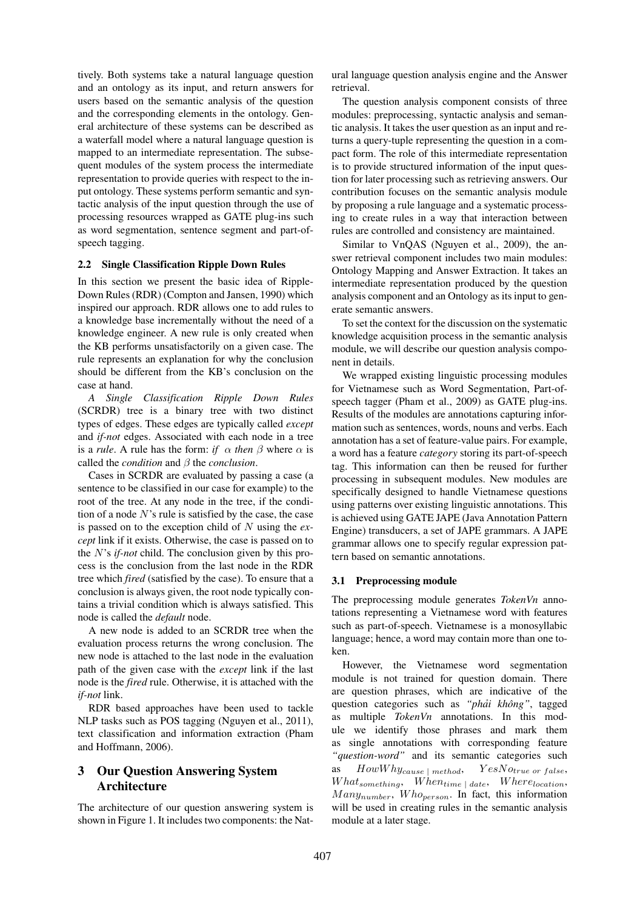tively. Both systems take a natural language question and an ontology as its input, and return answers for users based on the semantic analysis of the question and the corresponding elements in the ontology. General architecture of these systems can be described as a waterfall model where a natural language question is mapped to an intermediate representation. The subsequent modules of the system process the intermediate representation to provide queries with respect to the input ontology. These systems perform semantic and syntactic analysis of the input question through the use of processing resources wrapped as GATE plug-ins such as word segmentation, sentence segment and part-of-speech tagging.

### 2.2 Single Classification Ripple Down Rules

In this section we present the basic idea of Ripple-Down Rules (RDR) (Compton and Jansen, 1990) which inspired our approach. RDR allows one to add rules to a knowledge base incrementally without the need of a knowledge engineer. A new rule is only created when the KB performs unsatisfactorily on a given case. The rule represents an explanation for why the conclusion should be different from the KB's conclusion on the case at hand.

*A Single Classification Ripple Down Rules* (SCRDR) tree is a binary tree with two distinct types of edges. These edges are typically called *except* and *if-not* edges. Associated with each node in a tree is a *rule*. A rule has the form: *if* $\alpha$ *then* $\beta$ where $\alpha$ is called the *condition* and $\beta$ the *conclusion*.

Cases in SCRDR are evaluated by passing a case (a sentence to be classified in our case for example) to the root of the tree. At any node in the tree, if the condition of a node $N$'s rule is satisfied by the case, the case is passed on to the exception child of $N$ using the *except* link if it exists. Otherwise, the case is passed on to the $N$'s *if-not* child. The conclusion given by this process is the conclusion from the last node in the RDR tree which *fired* (satisfied by the case). To ensure that a conclusion is always given, the root node typically contains a trivial condition which is always satisfied. This node is called the *default* node.

A new node is added to an SCRDR tree when the evaluation process returns the wrong conclusion. The new node is attached to the last node in the evaluation path of the given case with the *except* link if the last node is the *fired* rule. Otherwise, it is attached with the *if-not* link.

RDR based approaches have been used to tackle NLP tasks such as POS tagging (Nguyen et al., 2011), text classification and information extraction (Pham and Hoffmann, 2006).

## 3 Our Question Answering System Architecture

The architecture of our question answering system is shown in Figure 1. It includes two components: the Natural language question analysis engine and the Answer retrieval.

The question analysis component consists of three modules: preprocessing, syntactic analysis and semantic analysis. It takes the user question as an input and returns a query-tuple representing the question in a compact form. The role of this intermediate representation is to provide structured information of the input question for later processing such as retrieving answers. Our contribution focuses on the semantic analysis module by proposing a rule language and a systematic processing to create rules in a way that interaction between rules are controlled and consistency are maintained.

Similar to VnQAS (Nguyen et al., 2009), the answer retrieval component includes two main modules: Ontology Mapping and Answer Extraction. It takes an intermediate representation produced by the question analysis component and an Ontology as its input to generate semantic answers.

To set the context for the discussion on the systematic knowledge acquisition process in the semantic analysis module, we will describe our question analysis component in details.

We wrapped existing linguistic processing modules for Vietnamese such as Word Segmentation, Part-of-speech tagger (Pham et al., 2009) as GATE plug-ins. Results of the modules are annotations capturing information such as sentences, words, nouns and verbs. Each annotation has a set of feature-value pairs. For example, a word has a feature *category* storing its part-of-speech tag. This information can then be reused for further processing in subsequent modules. New modules are specifically designed to handle Vietnamese questions using patterns over existing linguistic annotations. This is achieved using GATE JAPE (Java Annotation Pattern Engine) transducers, a set of JAPE grammars. A JAPE grammar allows one to specify regular expression pattern based on semantic annotations.

### 3.1 Preprocessing module

The preprocessing module generates *TokenVn* annotations representing a Vietnamese word with features such as part-of-speech. Vietnamese is a monosyllabic language; hence, a word may contain more than one token.

However, the Vietnamese word segmentation module is not trained for question domain. There are question phrases, which are indicative of the question categories such as *"phải không"*, tagged as multiple *TokenVn* annotations. In this module we identify those phrases and mark them as single annotations with corresponding feature *"question-word"* and its semantic categories such as $HowWhy_{cause \mid method}$, $YesNo_{true\ or\ false}$, $What_{something}$, $When_{time \mid date}$, $Where_{location}$, $Many_{number}$, $Who_{person}$. In fact, this information will be used in creating rules in the semantic analysis module at a later stage.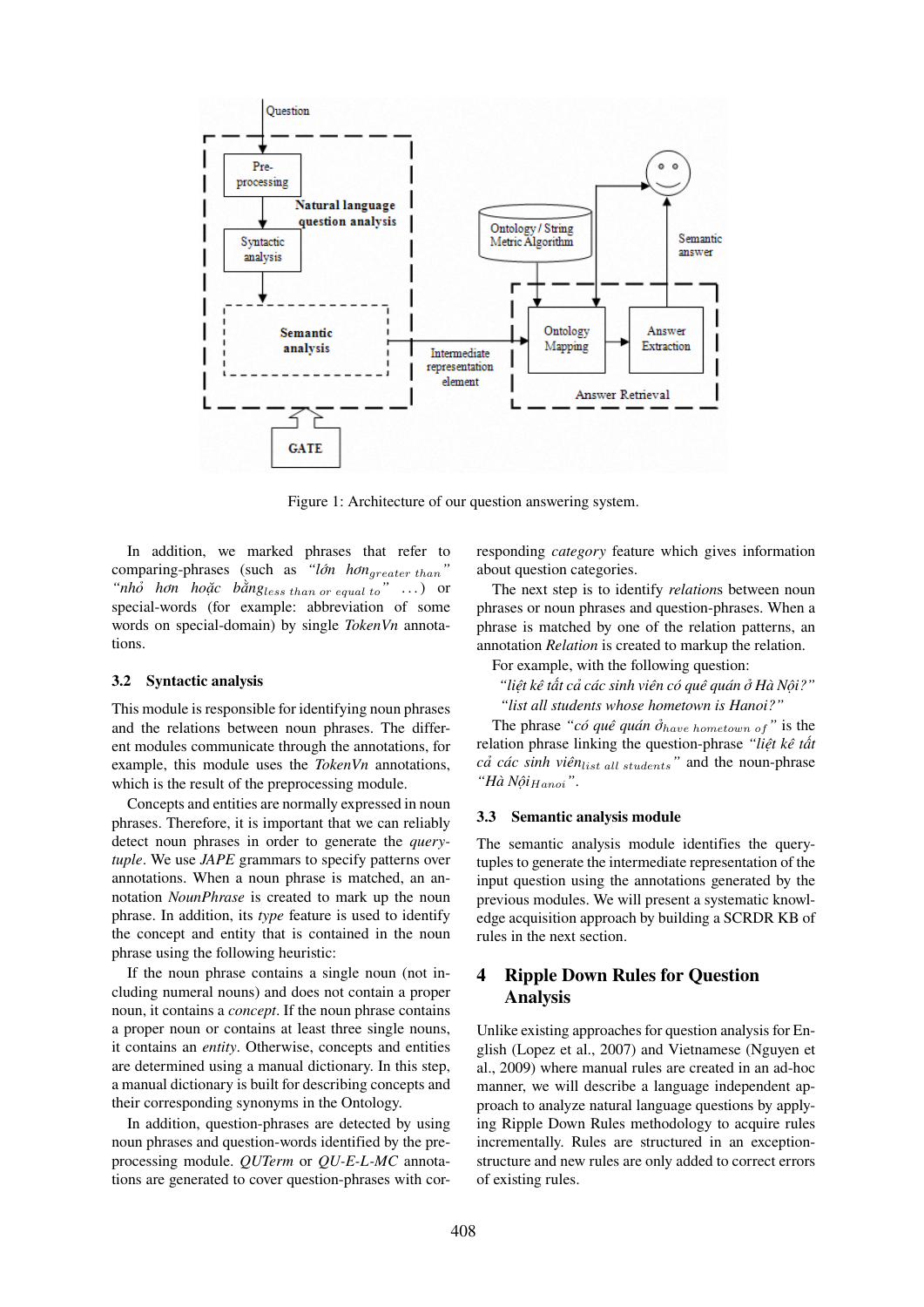Question

Pre-processing

Syntactic analysis

Natural language question analysis

Semantic analysis

GATE

Intermediate representation element

Ontology / String Metric Algorithm

Ontology Mapping

Answer Extraction

Answer Retrieval

Semantic answer

Figure 1: Architecture of our question answering system.

In addition, we marked phrases that refer to comparing-phrases (such as *"lớn hơn$_{greater\ than}$" "nhỏ hơn hoặc bằng$_{less\ than\ or\ equal\ to}$"* ...) or special-words (for example: abbreviation of some words on special-domain) by single *TokenVn* annotations.

### 3.2 Syntactic analysis

This module is responsible for identifying noun phrases and the relations between noun phrases. The different modules communicate through the annotations, for example, this module uses the *TokenVn* annotations, which is the result of the preprocessing module.

Concepts and entities are normally expressed in noun phrases. Therefore, it is important that we can reliably detect noun phrases in order to generate the *query-tuple*. We use *JAPE* grammars to specify patterns over annotations. When a noun phrase is matched, an annotation *NounPhrase* is created to mark up the noun phrase. In addition, its *type* feature is used to identify the concept and entity that is contained in the noun phrase using the following heuristic:

If the noun phrase contains a single noun (not including numeral nouns) and does not contain a proper noun, it contains a *concept*. If the noun phrase contains a proper noun or contains at least three single nouns, it contains an *entity*. Otherwise, concepts and entities are determined using a manual dictionary. In this step, a manual dictionary is built for describing concepts and their corresponding synonyms in the Ontology.

In addition, question-phrases are detected by using noun phrases and question-words identified by the preprocessing module. *QUTerm* or *QU-E-L-MC* annotations are generated to cover question-phrases with corresponding *category* feature which gives information about question categories.

The next step is to identify *relation*s between noun phrases or noun phrases and question-phrases. When a phrase is matched by one of the relation patterns, an annotation *Relation* is created to markup the relation.

For example, with the following question:

*"liệt kê tất cả các sinh viên có quê quán ở Hà Nội?"*

*"list all students whose hometown is Hanoi?"*

The phrase *"có quê quán ở$_{have\ hometown\ of}$"* is the relation phrase linking the question-phrase *"liệt kê tất cả các sinh viên$_{list\ all\ students}$"* and the noun-phrase *"Hà Nội$_{Hanoi}$"*.

### 3.3 Semantic analysis module

The semantic analysis module identifies the query-tuples to generate the intermediate representation of the input question using the annotations generated by the previous modules. We will present a systematic knowledge acquisition approach by building a SCRDR KB of rules in the next section.

## 4 Ripple Down Rules for Question Analysis

Unlike existing approaches for question analysis for English (Lopez et al., 2007) and Vietnamese (Nguyen et al., 2009) where manual rules are created in an ad-hoc manner, we will describe a language independent approach to analyze natural language questions by applying Ripple Down Rules methodology to acquire rules incrementally. Rules are structured in an exception-structure and new rules are only added to correct errors of existing rules.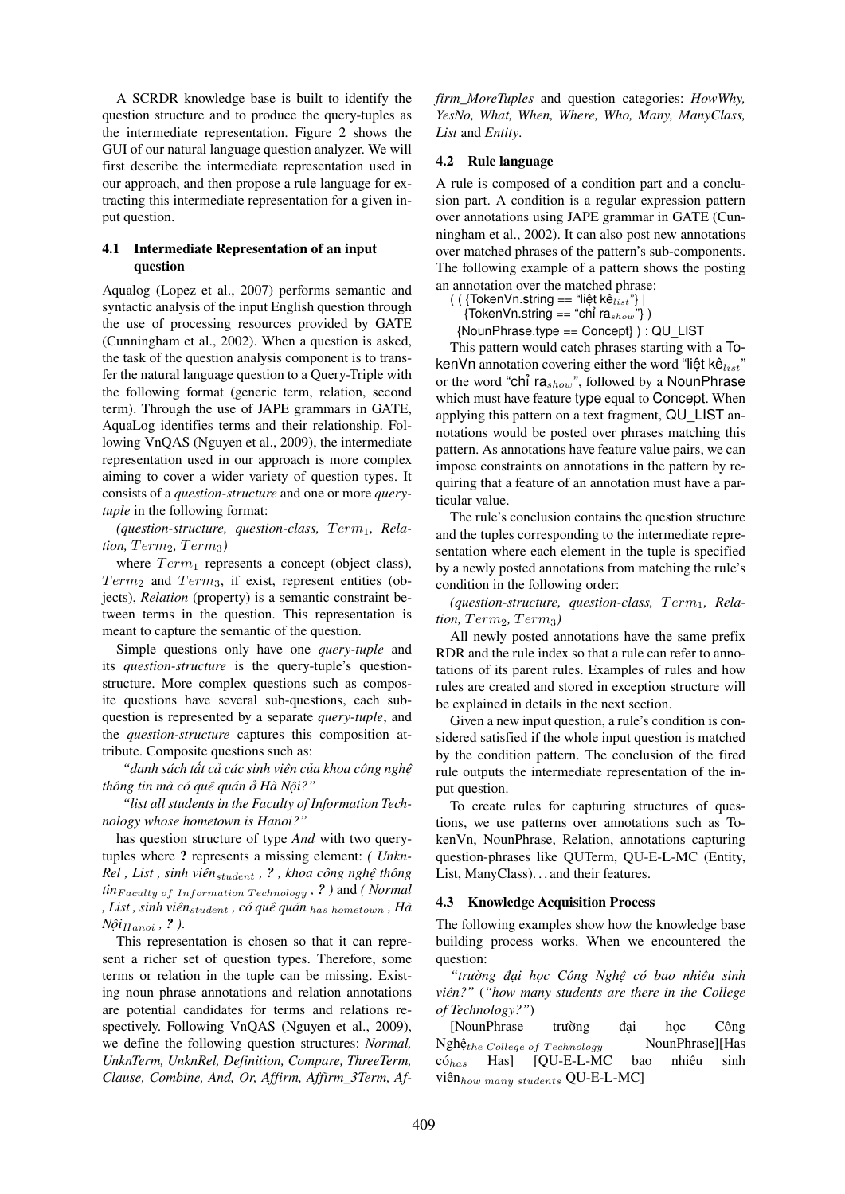A SCRDR knowledge base is built to identify the question structure and to produce the query-tuples as the intermediate representation. Figure 2 shows the GUI of our natural language question analyzer. We will first describe the intermediate representation used in our approach, and then propose a rule language for extracting this intermediate representation for a given input question.

### 4.1 Intermediate Representation of an input question

Aqualog (Lopez et al., 2007) performs semantic and syntactic analysis of the input English question through the use of processing resources provided by GATE (Cunningham et al., 2002). When a question is asked, the task of the question analysis component is to transfer the natural language question to a Query-Triple with the following format (generic term, relation, second term). Through the use of JAPE grammars in GATE, AquaLog identifies terms and their relationship. Following VnQAS (Nguyen et al., 2009), the intermediate representation used in our approach is more complex aiming to cover a wider variety of question types. It consists of a *question-structure* and one or more *query-tuple* in the following format:

*(question-structure, question-class, $Term_1$, Relation, $Term_2$, $Term_3$)*

where $Term_1$ represents a concept (object class), $Term_2$ and $Term_3$, if exist, represent entities (objects), *Relation* (property) is a semantic constraint between terms in the question. This representation is meant to capture the semantic of the question.

Simple questions only have one *query-tuple* and its *question-structure* is the query-tuple's question-structure. More complex questions such as composite questions have several sub-questions, each sub-question is represented by a separate *query-tuple*, and the *question-structure* captures this composition attribute. Composite questions such as:

*"danh sách tất cả các sinh viên của khoa công nghệ thông tin mà có quê quán ở Hà Nội?"*

*"list all students in the Faculty of Information Technology whose hometown is Hanoi?"*

has question structure of type *And* with two query-tuples where **?** represents a missing element: *( UnknRel , List , sinh viên$_{student}$ , **?** , khoa công nghệ thông tin$_{Faculty\ of\ Information\ Technology}$ , **?** )* and *( Normal , List , sinh viên$_{student}$ , có quê quán $_{has\ hometown}$ , Hà Nội$_{Hanoi}$ , **?** )*.

This representation is chosen so that it can represent a richer set of question types. Therefore, some terms or relation in the tuple can be missing. Existing noun phrase annotations and relation annotations are potential candidates for terms and relations respectively. Following VnQAS (Nguyen et al., 2009), we define the following question structures: *Normal, UnknTerm, UnknRel, Definition, Compare, ThreeTerm, Clause, Combine, And, Or, Affirm, Affirm_3Term, Affirm_MoreTuples* and question categories: *HowWhy, YesNo, What, When, Where, Who, Many, ManyClass, List* and *Entity*.

### 4.2 Rule language

A rule is composed of a condition part and a conclusion part. A condition is a regular expression pattern over annotations using JAPE grammar in GATE (Cunningham et al., 2002). It can also post new annotations over matched phrases of the pattern's sub-components. The following example of a pattern shows the posting an annotation over the matched phrase:

( ( {TokenVn.string == "liệt kê$_{list}$"} |
{TokenVn.string == "chỉ ra$_{show}$"} )
{NounPhrase.type == Concept} ) : QU_LIST

This pattern would catch phrases starting with a TokenVn annotation covering either the word "liệt kê$_{list}$" or the word "chỉ ra$_{show}$", followed by a NounPhrase which must have feature type equal to Concept. When applying this pattern on a text fragment, QU_LIST annotations would be posted over phrases matching this pattern. As annotations have feature value pairs, we can impose constraints on annotations in the pattern by requiring that a feature of an annotation must have a particular value.

The rule's conclusion contains the question structure and the tuples corresponding to the intermediate representation where each element in the tuple is specified by a newly posted annotations from matching the rule's condition in the following order:

*(question-structure, question-class, $Term_1$, Relation, $Term_2$, $Term_3$)*

All newly posted annotations have the same prefix RDR and the rule index so that a rule can refer to annotations of its parent rules. Examples of rules and how rules are created and stored in exception structure will be explained in details in the next section.

Given a new input question, a rule's condition is considered satisfied if the whole input question is matched by the condition pattern. The conclusion of the fired rule outputs the intermediate representation of the input question.

To create rules for capturing structures of questions, we use patterns over annotations such as TokenVn, NounPhrase, Relation, annotations capturing question-phrases like QUTerm, QU-E-L-MC (Entity, List, ManyClass)... and their features.

### 4.3 Knowledge Acquisition Process

The following examples show how the knowledge base building process works. When we encountered the question:

*"trường đại học Công Nghệ có bao nhiêu sinh viên?"* (*"how many students are there in the College of Technology?"*)

[NounPhrase trường đại học Công Nghệ$_{the\ College\ of\ Technology}$ NounPhrase][Has có$_{has}$ Has] [QU-E-L-MC bao nhiêu sinh viên$_{how\ many\ students}$ QU-E-L-MC]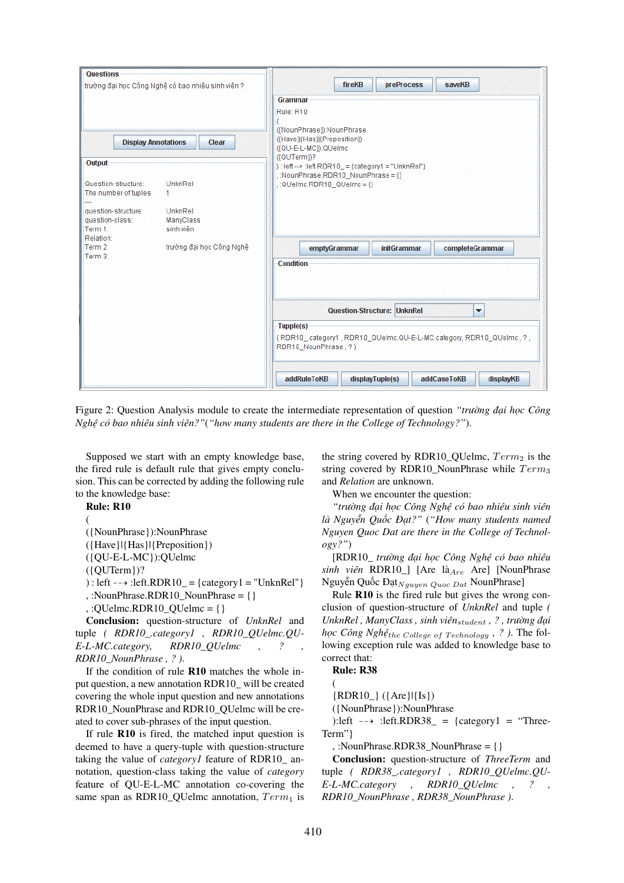Questions

trường đại học Công Nghệ có bao nhiêu sinh viên ?

Display Annotations | Clear

Output

Question-structure: UnknRel
The number of tuples: 1
---
question-structure: UnknRel
question-class: ManyClass
Term 1: sinh viên
Relation:
Term 2: trường đại học Công Nghệ
Term 3:

fireKB | preProcess | saveKB

Grammar

Rule: R10
(
({NounPhrase}):NounPhrase
({Have}|{Has}|{Preposition})
({QU-E-L-MC}):QUelmc
({QUTerm})?
) :left --> :left.RDR10_ = {category1 = "UnknRel"}
, :NounPhrase.RDR10_NounPhrase = {}
, :QUelmc.RDR10_QUelmc = {}

emptyGrammar | initGrammar | completeGrammar

Condition

Question-Structure: UnknRel

Tupple(s)

( RDR10_.category1 , RDR10_QUelmc.QU-E-L-MC.category, RDR10_QUelmc , ? , RDR10_NounPhrase , ? )

addRuleToKB | displayTuple(s) | addCaseToKB | displayKB

Figure 2: Question Analysis module to create the intermediate representation of question *"trường đại học Công Nghệ có bao nhiêu sinh viên?"*(*"how many students are there in the College of Technology?"*).

Supposed we start with an empty knowledge base, the fired rule is default rule that gives empty conclusion. This can be corrected by adding the following rule to the knowledge base:

**Rule: R10**

(
({NounPhrase}):NounPhrase
({Have}|{Has}|{Preposition})
({QU-E-L-MC}):QUelmc
({QUTerm})?
) : left $-\,-\!\rightarrow$ :left.RDR10_ = {category1 = "UnknRel"}
, :NounPhrase.RDR10_NounPhrase = {}
, :QUelmc.RDR10_QUelmc = {}

**Conclusion:** question-structure of *UnknRel* and tuple *( RDR10_.category1 , RDR10_QUelmc.QU-E-L-MC.category, RDR10_QUelmc , ? , RDR10_NounPhrase , ? )*.

If the condition of rule **R10** matches the whole input question, a new annotation RDR10_ will be created covering the whole input question and new annotations RDR10_NounPhrase and RDR10_QUelmc will be created to cover sub-phrases of the input question.

If rule **R10** is fired, the matched input question is deemed to have a query-tuple with question-structure taking the value of *category1* feature of RDR10_ annotation, question-class taking the value of *category* feature of QU-E-L-MC annotation co-covering the same span as RDR10_QUelmc annotation, $Term_1$ is the string covered by RDR10_QUelmc, $Term_2$ is the string covered by RDR10_NounPhrase while $Term_3$ and *Relation* are unknown.

When we encounter the question:

*"trường đại học Công Nghệ có bao nhiêu sinh viên là Nguyễn Quốc Đạt?"* (*"How many students named Nguyen Quoc Dat are there in the College of Technology?"*)

[RDR10_ *trường đại học Công Nghệ có bao nhiêu sinh viên* RDR10_] [Are là$_{Are}$ Are] [NounPhrase Nguyễn Quốc Đạt$_{Nguyen\ Quoc\ Dat}$ NounPhrase]

Rule **R10** is the fired rule but gives the wrong conclusion of question-structure of *UnknRel* and tuple *( UnknRel , ManyClass , sinh viên$_{student}$ , ? , trường đại học Công Nghệ$_{the\ College\ of\ Technology}$ , ? )*. The following exception rule was added to knowledge base to correct that:

**Rule: R38**

(
{RDR10_} ({Are}|{Is})
({NounPhrase}):NounPhrase
):left $-\,-\!\rightarrow$ :left.RDR38_ = {category1 = "ThreeTerm"}
, :NounPhrase.RDR38_NounPhrase = {}

**Conclusion:** question-structure of *ThreeTerm* and tuple *( RDR38_.category1 , RDR10_QUelmc.QU-E-L-MC.category , RDR10_QUelmc , ? , RDR10_NounPhrase , RDR38_NounPhrase )*.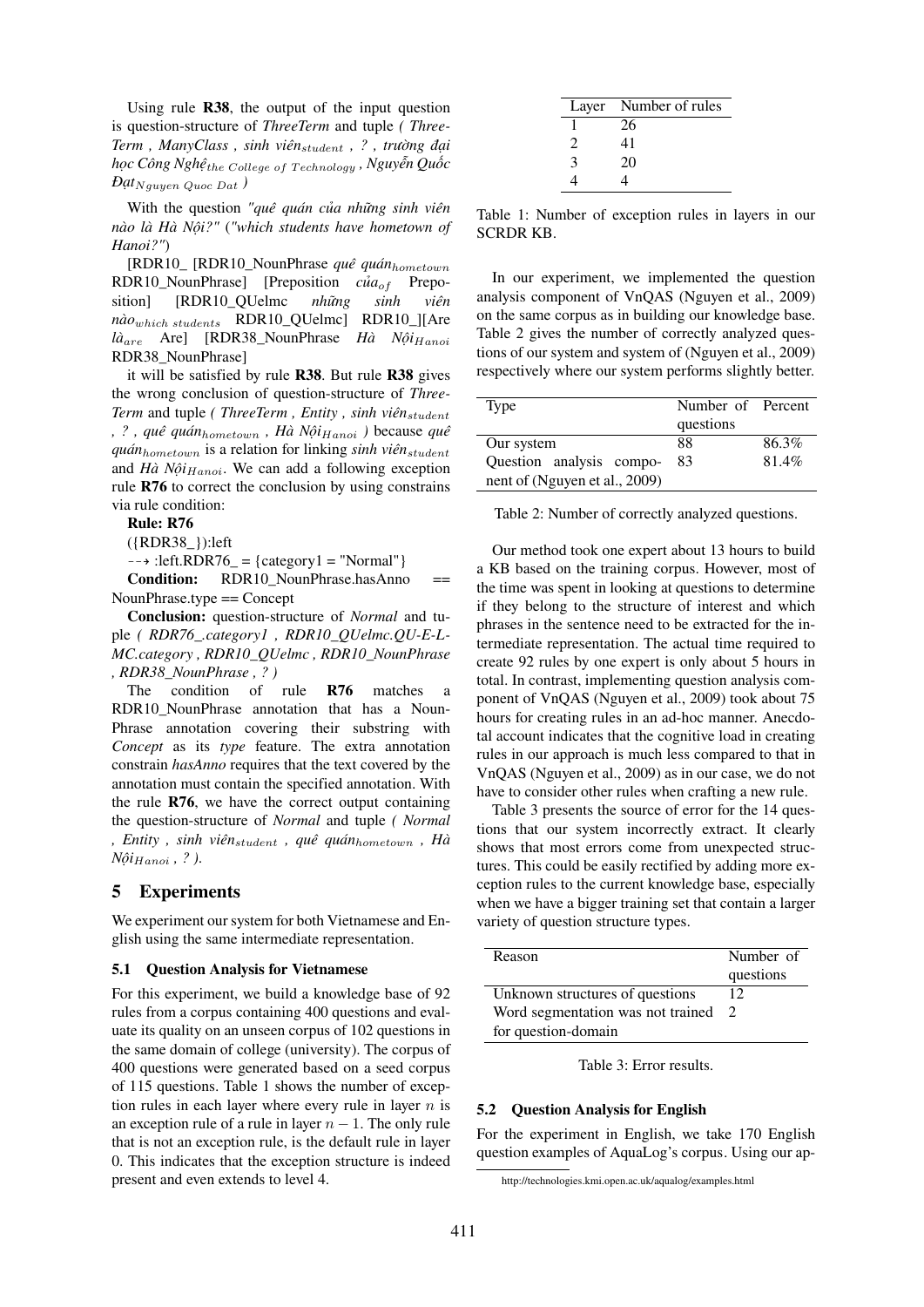Using rule **R38**, the output of the input question is question-structure of *ThreeTerm* and tuple *( ThreeTerm , ManyClass , sinh viên$_{student}$ , ? , trường đại học Công Nghệ$_{the\ College\ of\ Technology}$ , Nguyễn Quốc Đạt$_{Nguyen\ Quoc\ Dat}$ )*

With the question *"quê quán của những sinh viên nào là Hà Nội?"* (*"which students have hometown of Hanoi?"*)

[RDR10_ [RDR10_NounPhrase *quê quán*$_{hometown}$ RDR10_NounPhrase] [Preposition *của*$_{of}$ Preposition] [RDR10_QUelmc *những sinh viên nào*$_{which\ students}$ RDR10_QUelmc] RDR10_][Are *là*$_{are}$ Are] [RDR38_NounPhrase *Hà Nội*$_{Hanoi}$ RDR38_NounPhrase]

it will be satisfied by rule **R38**. But rule **R38** gives the wrong conclusion of question-structure of *ThreeTerm* and tuple *( ThreeTerm , Entity , sinh viên$_{student}$ , ? , quê quán$_{hometown}$ , Hà Nội$_{Hanoi}$ )* because *quê quán*$_{hometown}$ is a relation for linking *sinh viên*$_{student}$ and *Hà Nội*$_{Hanoi}$. We can add a following exception rule **R76** to correct the conclusion by using constrains via rule condition:

**Rule: R76**

({RDR38_}):left

−−→ :left.RDR76_ = {category1 = "Normal"}

**Condition:** RDR10_NounPhrase.hasAnno == NounPhrase.type == Concept

**Conclusion:** question-structure of *Normal* and tuple *( RDR76_.category1 , RDR10_QUelmc.QU-E-L-MC.category , RDR10_QUelmc , RDR10_NounPhrase , RDR38_NounPhrase , ? )*

The condition of rule **R76** matches a RDR10_NounPhrase annotation that has a NounPhrase annotation covering their substring with *Concept* as its *type* feature. The extra annotation constrain *hasAnno* requires that the text covered by the annotation must contain the specified annotation. With the rule **R76**, we have the correct output containing the question-structure of *Normal* and tuple *( Normal , Entity , sinh viên$_{student}$ , quê quán$_{hometown}$ , Hà Nội$_{Hanoi}$ , ? )*.

## 5 Experiments

We experiment our system for both Vietnamese and English using the same intermediate representation.

### 5.1 Question Analysis for Vietnamese

For this experiment, we build a knowledge base of 92 rules from a corpus containing 400 questions and evaluate its quality on an unseen corpus of 102 questions in the same domain of college (university). The corpus of 400 questions were generated based on a seed corpus of 115 questions. Table 1 shows the number of exception rules in each layer where every rule in layer $n$ is an exception rule of a rule in layer $n-1$. The only rule that is not an exception rule, is the default rule in layer 0. This indicates that the exception structure is indeed present and even extends to level 4.

| Layer | Number of rules |
|---|---|
| 1 | 26 |
| 2 | 41 |
| 3 | 20 |
| 4 | 4 |

Table 1: Number of exception rules in layers in our SCRDR KB.

In our experiment, we implemented the question analysis component of VnQAS (Nguyen et al., 2009) on the same corpus as in building our knowledge base. Table 2 gives the number of correctly analyzed questions of our system and system of (Nguyen et al., 2009) respectively where our system performs slightly better.

| Type | Number of questions | Percent |
|---|---|---|
| Our system | 88 | 86.3% |
| Question analysis component of (Nguyen et al., 2009) | 83 | 81.4% |

Table 2: Number of correctly analyzed questions.

Our method took one expert about 13 hours to build a KB based on the training corpus. However, most of the time was spent in looking at questions to determine if they belong to the structure of interest and which phrases in the sentence need to be extracted for the intermediate representation. The actual time required to create 92 rules by one expert is only about 5 hours in total. In contrast, implementing question analysis component of VnQAS (Nguyen et al., 2009) took about 75 hours for creating rules in an ad-hoc manner. Anecdotal account indicates that the cognitive load in creating rules in our approach is much less compared to that in VnQAS (Nguyen et al., 2009) as in our case, we do not have to consider other rules when crafting a new rule.

Table 3 presents the source of error for the 14 questions that our system incorrectly extract. It clearly shows that most errors come from unexpected structures. This could be easily rectified by adding more exception rules to the current knowledge base, especially when we have a bigger training set that contain a larger variety of question structure types.

| Reason | Number of questions |
|---|---|
| Unknown structures of questions | 12 |
| Word segmentation was not trained for question-domain | 2 |

Table 3: Error results.

### 5.2 Question Analysis for English

For the experiment in English, we take 170 English question examples of AquaLog's corpus. Using our ap-

http://technologies.kmi.open.ac.uk/aqualog/examples.html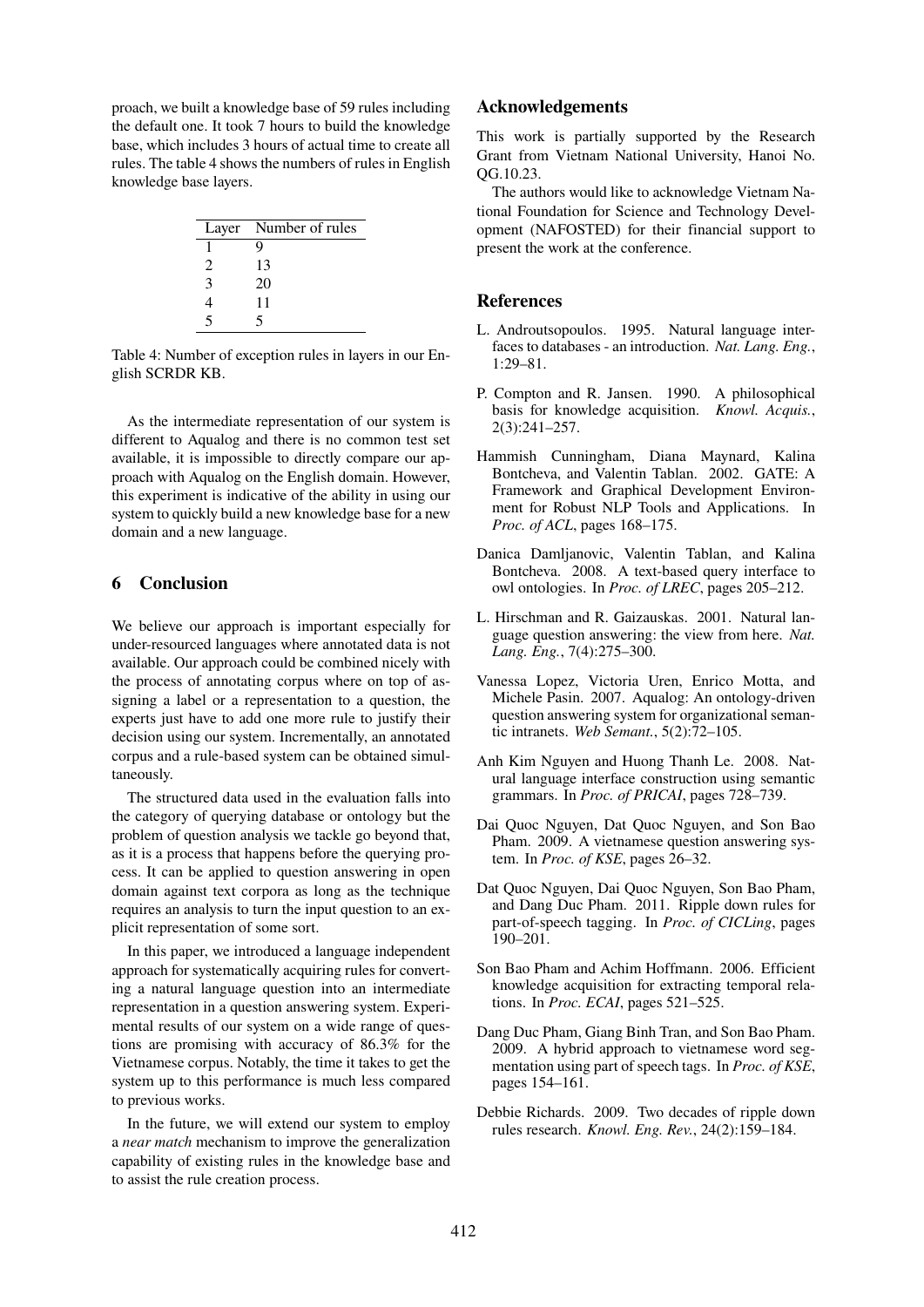proach, we built a knowledge base of 59 rules including the default one. It took 7 hours to build the knowledge base, which includes 3 hours of actual time to create all rules. The table 4 shows the numbers of rules in English knowledge base layers.

| Layer | Number of rules |
|---|---|
| 1 | 9 |
| 2 | 13 |
| 3 | 20 |
| 4 | 11 |
| 5 | 5 |

Table 4: Number of exception rules in layers in our English SCRDR KB.

As the intermediate representation of our system is different to Aqualog and there is no common test set available, it is impossible to directly compare our approach with Aqualog on the English domain. However, this experiment is indicative of the ability in using our system to quickly build a new knowledge base for a new domain and a new language.

## 6 Conclusion

We believe our approach is important especially for under-resourced languages where annotated data is not available. Our approach could be combined nicely with the process of annotating corpus where on top of assigning a label or a representation to a question, the experts just have to add one more rule to justify their decision using our system. Incrementally, an annotated corpus and a rule-based system can be obtained simultaneously.

The structured data used in the evaluation falls into the category of querying database or ontology but the problem of question analysis we tackle go beyond that, as it is a process that happens before the querying process. It can be applied to question answering in open domain against text corpora as long as the technique requires an analysis to turn the input question to an explicit representation of some sort.

In this paper, we introduced a language independent approach for systematically acquiring rules for converting a natural language question into an intermediate representation in a question answering system. Experimental results of our system on a wide range of questions are promising with accuracy of 86.3% for the Vietnamese corpus. Notably, the time it takes to get the system up to this performance is much less compared to previous works.

In the future, we will extend our system to employ a *near match* mechanism to improve the generalization capability of existing rules in the knowledge base and to assist the rule creation process.

## Acknowledgements

This work is partially supported by the Research Grant from Vietnam National University, Hanoi No. QG.10.23.

The authors would like to acknowledge Vietnam National Foundation for Science and Technology Development (NAFOSTED) for their financial support to present the work at the conference.

## References

L. Androutsopoulos. 1995. Natural language interfaces to databases - an introduction. *Nat. Lang. Eng.*, 1:29–81.

P. Compton and R. Jansen. 1990. A philosophical basis for knowledge acquisition. *Knowl. Acquis.*, 2(3):241–257.

Hammish Cunningham, Diana Maynard, Kalina Bontcheva, and Valentin Tablan. 2002. GATE: A Framework and Graphical Development Environment for Robust NLP Tools and Applications. In *Proc. of ACL*, pages 168–175.

Danica Damljanovic, Valentin Tablan, and Kalina Bontcheva. 2008. A text-based query interface to owl ontologies. In *Proc. of LREC*, pages 205–212.

L. Hirschman and R. Gaizauskas. 2001. Natural language question answering: the view from here. *Nat. Lang. Eng.*, 7(4):275–300.

Vanessa Lopez, Victoria Uren, Enrico Motta, and Michele Pasin. 2007. Aqualog: An ontology-driven question answering system for organizational semantic intranets. *Web Semant.*, 5(2):72–105.

Anh Kim Nguyen and Huong Thanh Le. 2008. Natural language interface construction using semantic grammars. In *Proc. of PRICAI*, pages 728–739.

Dai Quoc Nguyen, Dat Quoc Nguyen, and Son Bao Pham. 2009. A vietnamese question answering system. In *Proc. of KSE*, pages 26–32.

Dat Quoc Nguyen, Dai Quoc Nguyen, Son Bao Pham, and Dang Duc Pham. 2011. Ripple down rules for part-of-speech tagging. In *Proc. of CICLing*, pages 190–201.

Son Bao Pham and Achim Hoffmann. 2006. Efficient knowledge acquisition for extracting temporal relations. In *Proc. ECAI*, pages 521–525.

Dang Duc Pham, Giang Binh Tran, and Son Bao Pham. 2009. A hybrid approach to vietnamese word segmentation using part of speech tags. In *Proc. of KSE*, pages 154–161.

Debbie Richards. 2009. Two decades of ripple down rules research. *Knowl. Eng. Rev.*, 24(2):159–184.